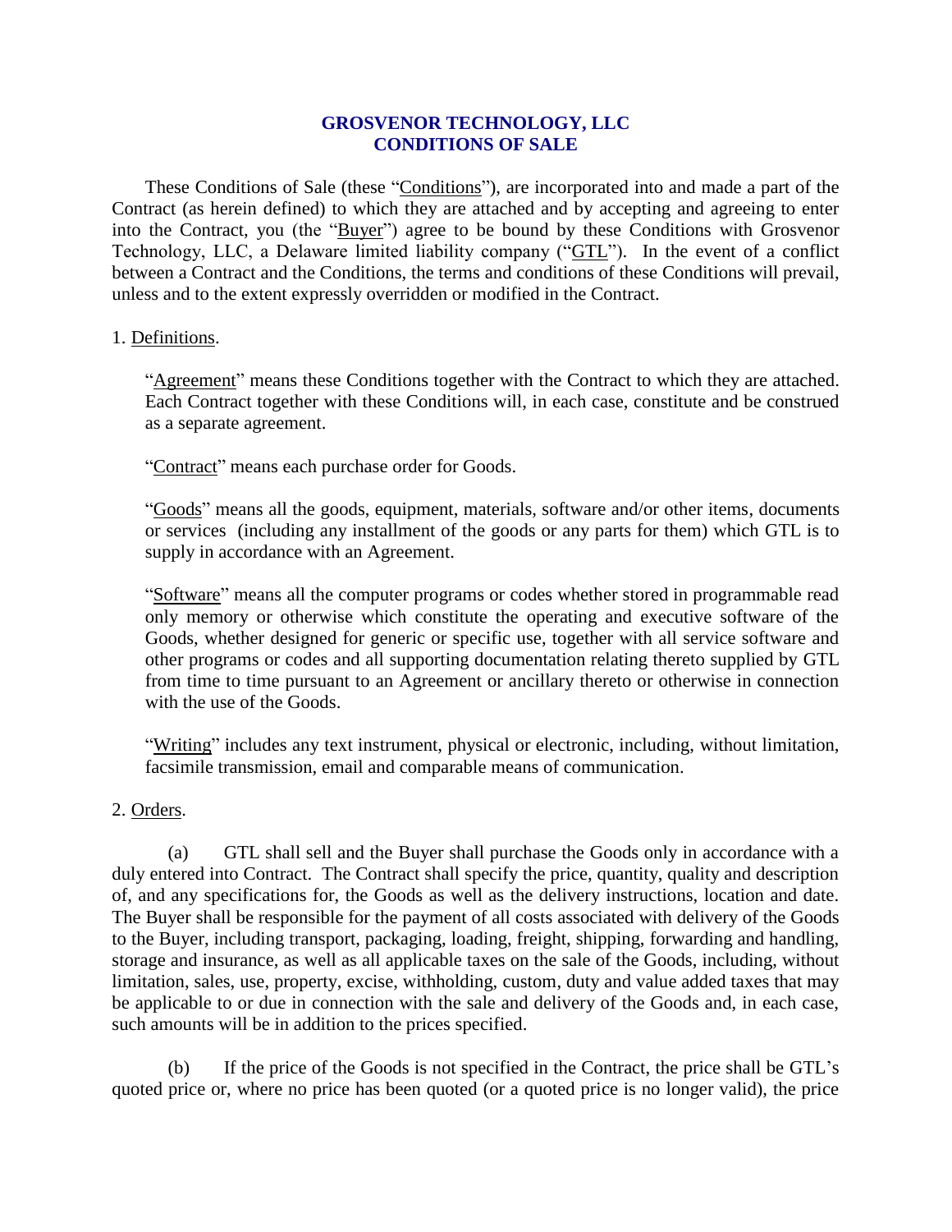# GROSVENOR TECHNOLOGY, LLC
# CONDITIONS OF SALE

These Conditions of Sale (these "Conditions"), are incorporated into and made a part of the Contract (as herein defined) to which they are attached and by accepting and agreeing to enter into the Contract, you (the "Buyer") agree to be bound by these Conditions with Grosvenor Technology, LLC, a Delaware limited liability company ("GTL"). In the event of a conflict between a Contract and the Conditions, the terms and conditions of these Conditions will prevail, unless and to the extent expressly overridden or modified in the Contract.

1. Definitions.

"Agreement" means these Conditions together with the Contract to which they are attached. Each Contract together with these Conditions will, in each case, constitute and be construed as a separate agreement.

"Contract" means each purchase order for Goods.

"Goods" means all the goods, equipment, materials, software and/or other items, documents or services (including any installment of the goods or any parts for them) which GTL is to supply in accordance with an Agreement.

"Software" means all the computer programs or codes whether stored in programmable read only memory or otherwise which constitute the operating and executive software of the Goods, whether designed for generic or specific use, together with all service software and other programs or codes and all supporting documentation relating thereto supplied by GTL from time to time pursuant to an Agreement or ancillary thereto or otherwise in connection with the use of the Goods.

"Writing" includes any text instrument, physical or electronic, including, without limitation, facsimile transmission, email and comparable means of communication.

2. Orders.

(a) GTL shall sell and the Buyer shall purchase the Goods only in accordance with a duly entered into Contract. The Contract shall specify the price, quantity, quality and description of, and any specifications for, the Goods as well as the delivery instructions, location and date. The Buyer shall be responsible for the payment of all costs associated with delivery of the Goods to the Buyer, including transport, packaging, loading, freight, shipping, forwarding and handling, storage and insurance, as well as all applicable taxes on the sale of the Goods, including, without limitation, sales, use, property, excise, withholding, custom, duty and value added taxes that may be applicable to or due in connection with the sale and delivery of the Goods and, in each case, such amounts will be in addition to the prices specified.

(b) If the price of the Goods is not specified in the Contract, the price shall be GTL's quoted price or, where no price has been quoted (or a quoted price is no longer valid), the price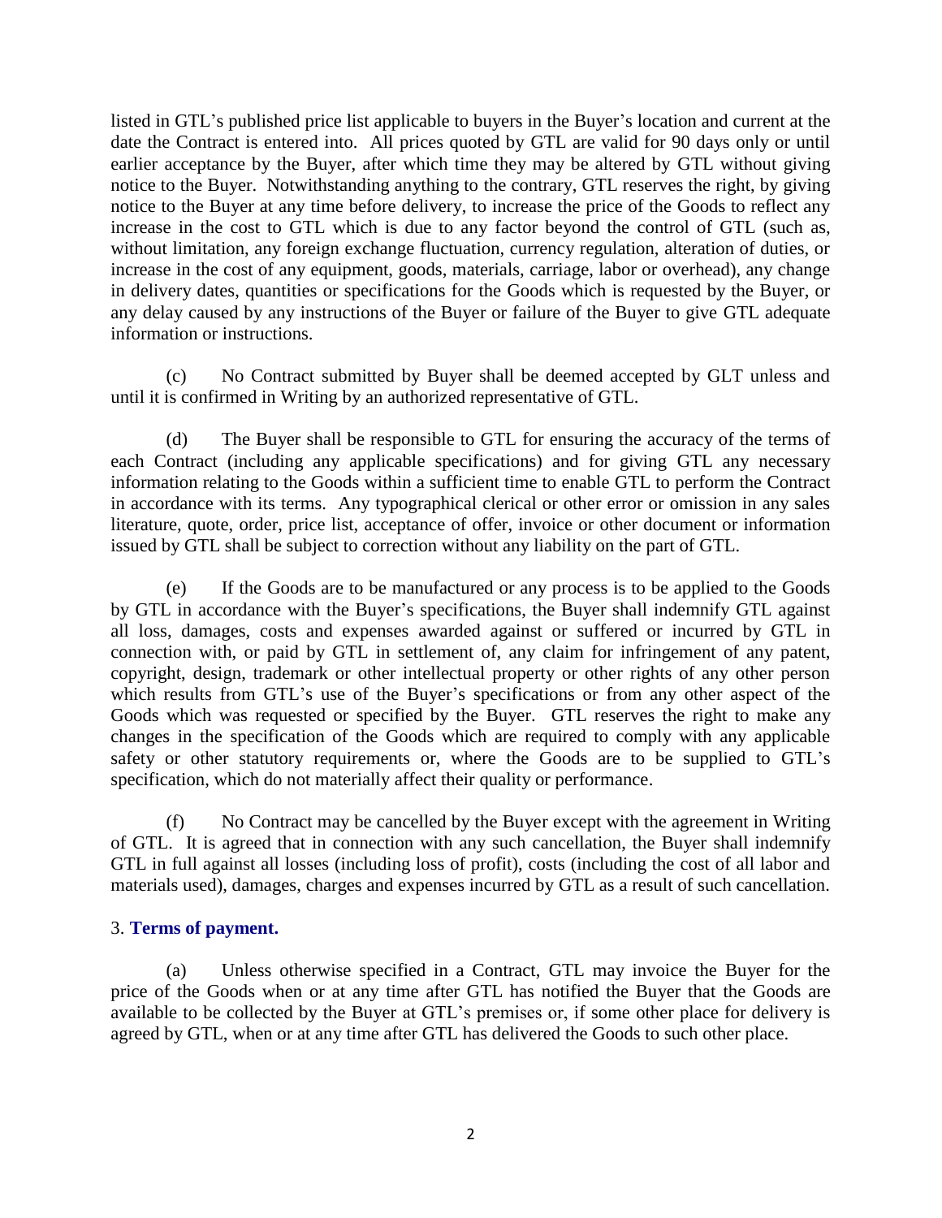listed in GTL's published price list applicable to buyers in the Buyer's location and current at the date the Contract is entered into. All prices quoted by GTL are valid for 90 days only or until earlier acceptance by the Buyer, after which time they may be altered by GTL without giving notice to the Buyer. Notwithstanding anything to the contrary, GTL reserves the right, by giving notice to the Buyer at any time before delivery, to increase the price of the Goods to reflect any increase in the cost to GTL which is due to any factor beyond the control of GTL (such as, without limitation, any foreign exchange fluctuation, currency regulation, alteration of duties, or increase in the cost of any equipment, goods, materials, carriage, labor or overhead), any change in delivery dates, quantities or specifications for the Goods which is requested by the Buyer, or any delay caused by any instructions of the Buyer or failure of the Buyer to give GTL adequate information or instructions.

(c) No Contract submitted by Buyer shall be deemed accepted by GLT unless and until it is confirmed in Writing by an authorized representative of GTL.

(d) The Buyer shall be responsible to GTL for ensuring the accuracy of the terms of each Contract (including any applicable specifications) and for giving GTL any necessary information relating to the Goods within a sufficient time to enable GTL to perform the Contract in accordance with its terms. Any typographical clerical or other error or omission in any sales literature, quote, order, price list, acceptance of offer, invoice or other document or information issued by GTL shall be subject to correction without any liability on the part of GTL.

(e) If the Goods are to be manufactured or any process is to be applied to the Goods by GTL in accordance with the Buyer's specifications, the Buyer shall indemnify GTL against all loss, damages, costs and expenses awarded against or suffered or incurred by GTL in connection with, or paid by GTL in settlement of, any claim for infringement of any patent, copyright, design, trademark or other intellectual property or other rights of any other person which results from GTL's use of the Buyer's specifications or from any other aspect of the Goods which was requested or specified by the Buyer. GTL reserves the right to make any changes in the specification of the Goods which are required to comply with any applicable safety or other statutory requirements or, where the Goods are to be supplied to GTL's specification, which do not materially affect their quality or performance.

(f) No Contract may be cancelled by the Buyer except with the agreement in Writing of GTL. It is agreed that in connection with any such cancellation, the Buyer shall indemnify GTL in full against all losses (including loss of profit), costs (including the cost of all labor and materials used), damages, charges and expenses incurred by GTL as a result of such cancellation.

3. **Terms of payment.**

(a) Unless otherwise specified in a Contract, GTL may invoice the Buyer for the price of the Goods when or at any time after GTL has notified the Buyer that the Goods are available to be collected by the Buyer at GTL's premises or, if some other place for delivery is agreed by GTL, when or at any time after GTL has delivered the Goods to such other place.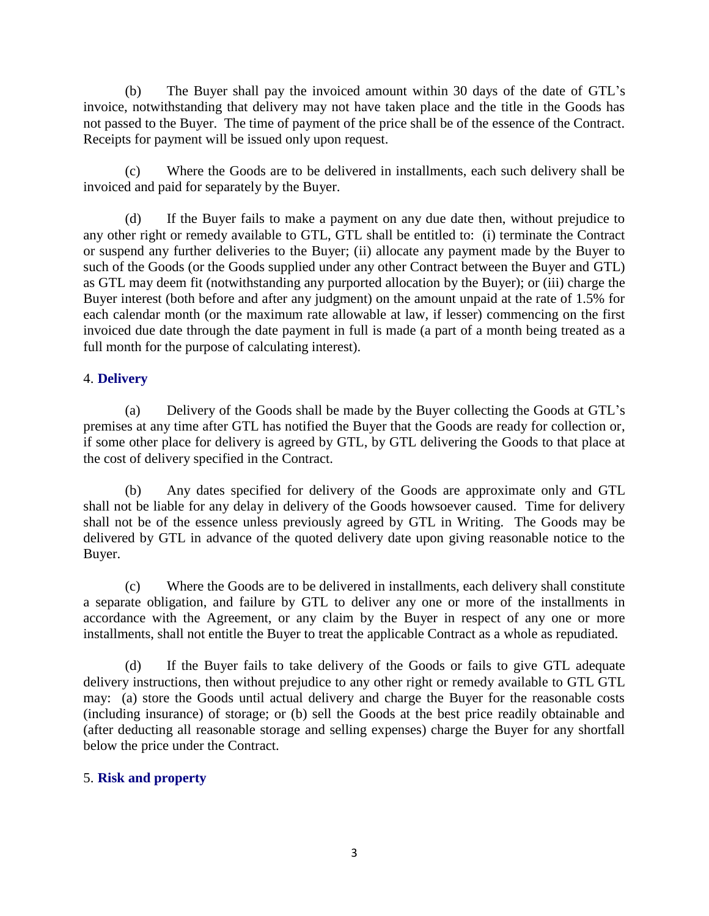(b) The Buyer shall pay the invoiced amount within 30 days of the date of GTL's invoice, notwithstanding that delivery may not have taken place and the title in the Goods has not passed to the Buyer. The time of payment of the price shall be of the essence of the Contract. Receipts for payment will be issued only upon request.

(c) Where the Goods are to be delivered in installments, each such delivery shall be invoiced and paid for separately by the Buyer.

(d) If the Buyer fails to make a payment on any due date then, without prejudice to any other right or remedy available to GTL, GTL shall be entitled to: (i) terminate the Contract or suspend any further deliveries to the Buyer; (ii) allocate any payment made by the Buyer to such of the Goods (or the Goods supplied under any other Contract between the Buyer and GTL) as GTL may deem fit (notwithstanding any purported allocation by the Buyer); or (iii) charge the Buyer interest (both before and after any judgment) on the amount unpaid at the rate of 1.5% for each calendar month (or the maximum rate allowable at law, if lesser) commencing on the first invoiced due date through the date payment in full is made (a part of a month being treated as a full month for the purpose of calculating interest).

## 4. **Delivery**

(a) Delivery of the Goods shall be made by the Buyer collecting the Goods at GTL's premises at any time after GTL has notified the Buyer that the Goods are ready for collection or, if some other place for delivery is agreed by GTL, by GTL delivering the Goods to that place at the cost of delivery specified in the Contract.

(b) Any dates specified for delivery of the Goods are approximate only and GTL shall not be liable for any delay in delivery of the Goods howsoever caused. Time for delivery shall not be of the essence unless previously agreed by GTL in Writing. The Goods may be delivered by GTL in advance of the quoted delivery date upon giving reasonable notice to the Buyer.

(c) Where the Goods are to be delivered in installments, each delivery shall constitute a separate obligation, and failure by GTL to deliver any one or more of the installments in accordance with the Agreement, or any claim by the Buyer in respect of any one or more installments, shall not entitle the Buyer to treat the applicable Contract as a whole as repudiated.

(d) If the Buyer fails to take delivery of the Goods or fails to give GTL adequate delivery instructions, then without prejudice to any other right or remedy available to GTL GTL may: (a) store the Goods until actual delivery and charge the Buyer for the reasonable costs (including insurance) of storage; or (b) sell the Goods at the best price readily obtainable and (after deducting all reasonable storage and selling expenses) charge the Buyer for any shortfall below the price under the Contract.

## 5. **Risk and property**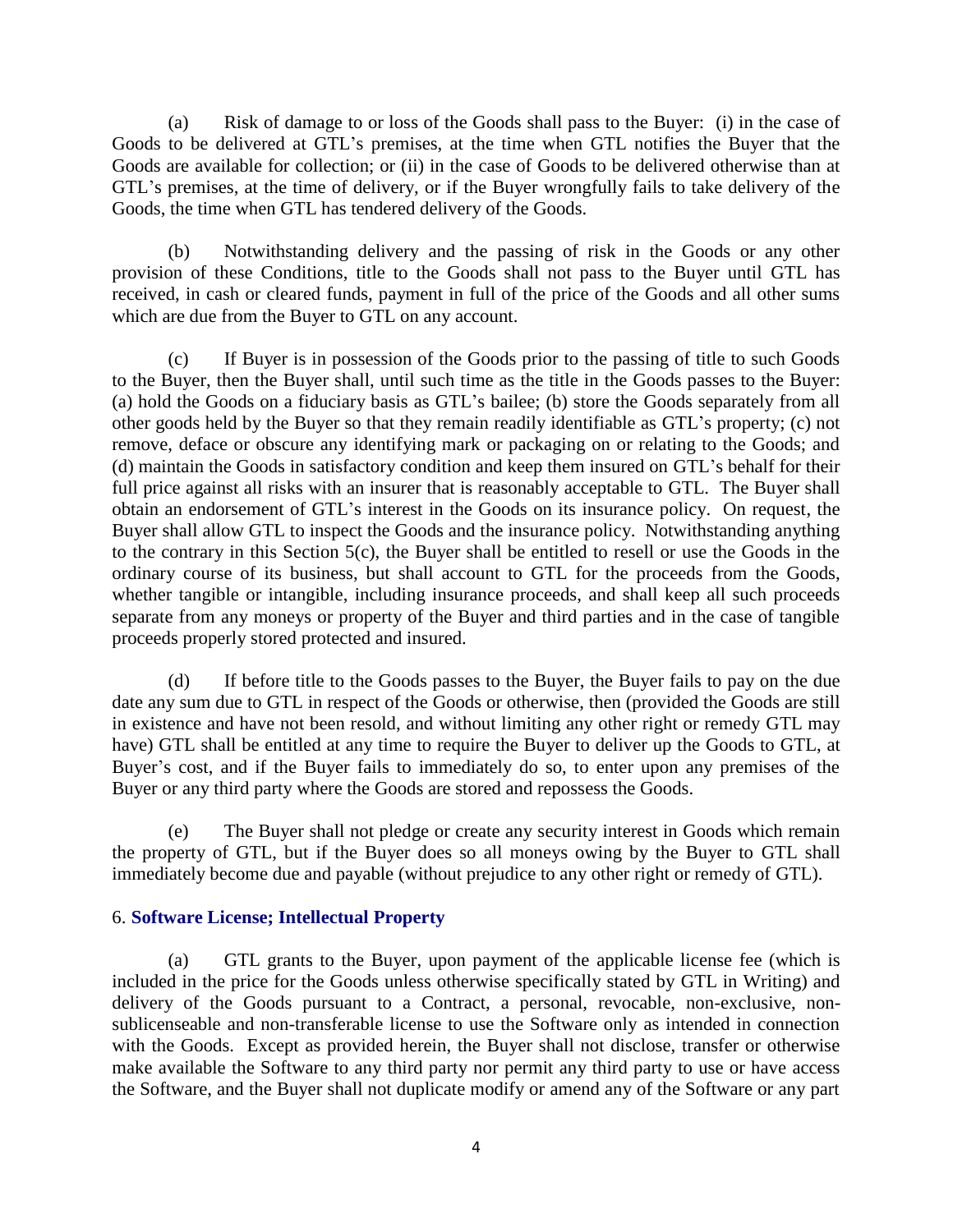(a) Risk of damage to or loss of the Goods shall pass to the Buyer: (i) in the case of Goods to be delivered at GTL's premises, at the time when GTL notifies the Buyer that the Goods are available for collection; or (ii) in the case of Goods to be delivered otherwise than at GTL's premises, at the time of delivery, or if the Buyer wrongfully fails to take delivery of the Goods, the time when GTL has tendered delivery of the Goods.

(b) Notwithstanding delivery and the passing of risk in the Goods or any other provision of these Conditions, title to the Goods shall not pass to the Buyer until GTL has received, in cash or cleared funds, payment in full of the price of the Goods and all other sums which are due from the Buyer to GTL on any account.

(c) If Buyer is in possession of the Goods prior to the passing of title to such Goods to the Buyer, then the Buyer shall, until such time as the title in the Goods passes to the Buyer: (a) hold the Goods on a fiduciary basis as GTL's bailee; (b) store the Goods separately from all other goods held by the Buyer so that they remain readily identifiable as GTL's property; (c) not remove, deface or obscure any identifying mark or packaging on or relating to the Goods; and (d) maintain the Goods in satisfactory condition and keep them insured on GTL's behalf for their full price against all risks with an insurer that is reasonably acceptable to GTL. The Buyer shall obtain an endorsement of GTL's interest in the Goods on its insurance policy. On request, the Buyer shall allow GTL to inspect the Goods and the insurance policy. Notwithstanding anything to the contrary in this Section 5(c), the Buyer shall be entitled to resell or use the Goods in the ordinary course of its business, but shall account to GTL for the proceeds from the Goods, whether tangible or intangible, including insurance proceeds, and shall keep all such proceeds separate from any moneys or property of the Buyer and third parties and in the case of tangible proceeds properly stored protected and insured.

(d) If before title to the Goods passes to the Buyer, the Buyer fails to pay on the due date any sum due to GTL in respect of the Goods or otherwise, then (provided the Goods are still in existence and have not been resold, and without limiting any other right or remedy GTL may have) GTL shall be entitled at any time to require the Buyer to deliver up the Goods to GTL, at Buyer's cost, and if the Buyer fails to immediately do so, to enter upon any premises of the Buyer or any third party where the Goods are stored and repossess the Goods.

(e) The Buyer shall not pledge or create any security interest in Goods which remain the property of GTL, but if the Buyer does so all moneys owing by the Buyer to GTL shall immediately become due and payable (without prejudice to any other right or remedy of GTL).

## 6. Software License; Intellectual Property

(a) GTL grants to the Buyer, upon payment of the applicable license fee (which is included in the price for the Goods unless otherwise specifically stated by GTL in Writing) and delivery of the Goods pursuant to a Contract, a personal, revocable, non-exclusive, non-sublicenseable and non-transferable license to use the Software only as intended in connection with the Goods. Except as provided herein, the Buyer shall not disclose, transfer or otherwise make available the Software to any third party nor permit any third party to use or have access the Software, and the Buyer shall not duplicate modify or amend any of the Software or any part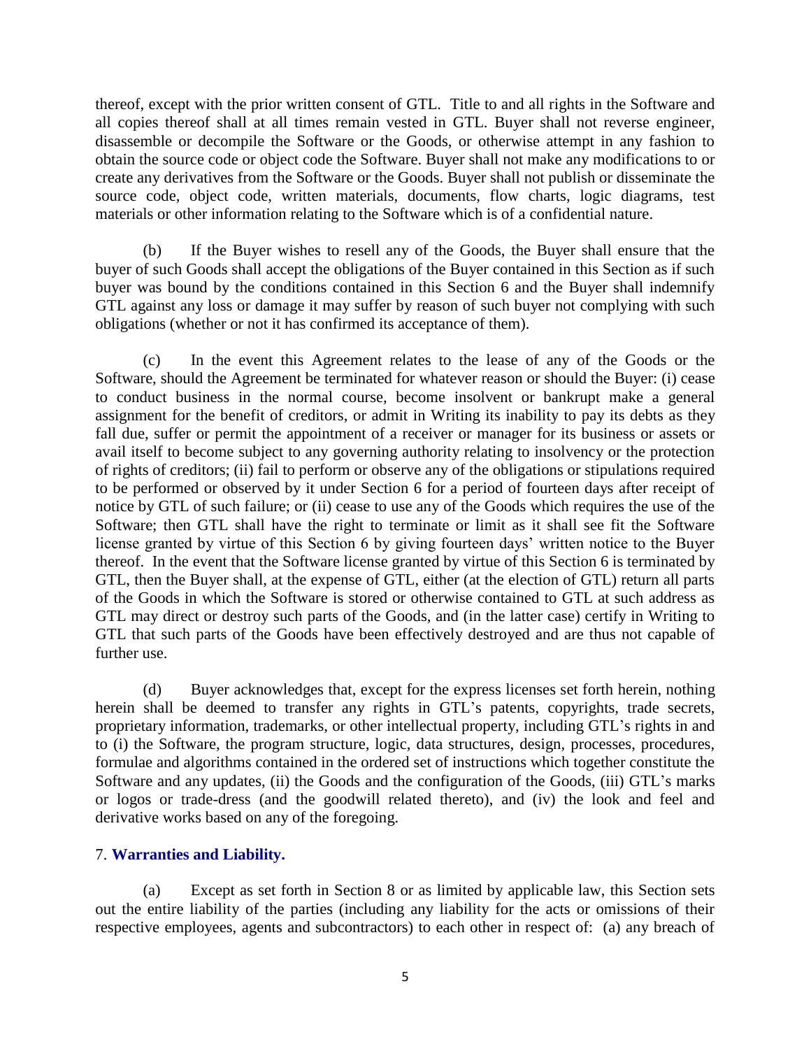thereof, except with the prior written consent of GTL. Title to and all rights in the Software and all copies thereof shall at all times remain vested in GTL. Buyer shall not reverse engineer, disassemble or decompile the Software or the Goods, or otherwise attempt in any fashion to obtain the source code or object code the Software. Buyer shall not make any modifications to or create any derivatives from the Software or the Goods. Buyer shall not publish or disseminate the source code, object code, written materials, documents, flow charts, logic diagrams, test materials or other information relating to the Software which is of a confidential nature.

(b) If the Buyer wishes to resell any of the Goods, the Buyer shall ensure that the buyer of such Goods shall accept the obligations of the Buyer contained in this Section as if such buyer was bound by the conditions contained in this Section 6 and the Buyer shall indemnify GTL against any loss or damage it may suffer by reason of such buyer not complying with such obligations (whether or not it has confirmed its acceptance of them).

(c) In the event this Agreement relates to the lease of any of the Goods or the Software, should the Agreement be terminated for whatever reason or should the Buyer: (i) cease to conduct business in the normal course, become insolvent or bankrupt make a general assignment for the benefit of creditors, or admit in Writing its inability to pay its debts as they fall due, suffer or permit the appointment of a receiver or manager for its business or assets or avail itself to become subject to any governing authority relating to insolvency or the protection of rights of creditors; (ii) fail to perform or observe any of the obligations or stipulations required to be performed or observed by it under Section 6 for a period of fourteen days after receipt of notice by GTL of such failure; or (ii) cease to use any of the Goods which requires the use of the Software; then GTL shall have the right to terminate or limit as it shall see fit the Software license granted by virtue of this Section 6 by giving fourteen days' written notice to the Buyer thereof. In the event that the Software license granted by virtue of this Section 6 is terminated by GTL, then the Buyer shall, at the expense of GTL, either (at the election of GTL) return all parts of the Goods in which the Software is stored or otherwise contained to GTL at such address as GTL may direct or destroy such parts of the Goods, and (in the latter case) certify in Writing to GTL that such parts of the Goods have been effectively destroyed and are thus not capable of further use.

(d) Buyer acknowledges that, except for the express licenses set forth herein, nothing herein shall be deemed to transfer any rights in GTL's patents, copyrights, trade secrets, proprietary information, trademarks, or other intellectual property, including GTL's rights in and to (i) the Software, the program structure, logic, data structures, design, processes, procedures, formulae and algorithms contained in the ordered set of instructions which together constitute the Software and any updates, (ii) the Goods and the configuration of the Goods, (iii) GTL's marks or logos or trade-dress (and the goodwill related thereto), and (iv) the look and feel and derivative works based on any of the foregoing.

## 7. **Warranties and Liability.**

(a) Except as set forth in Section 8 or as limited by applicable law, this Section sets out the entire liability of the parties (including any liability for the acts or omissions of their respective employees, agents and subcontractors) to each other in respect of: (a) any breach of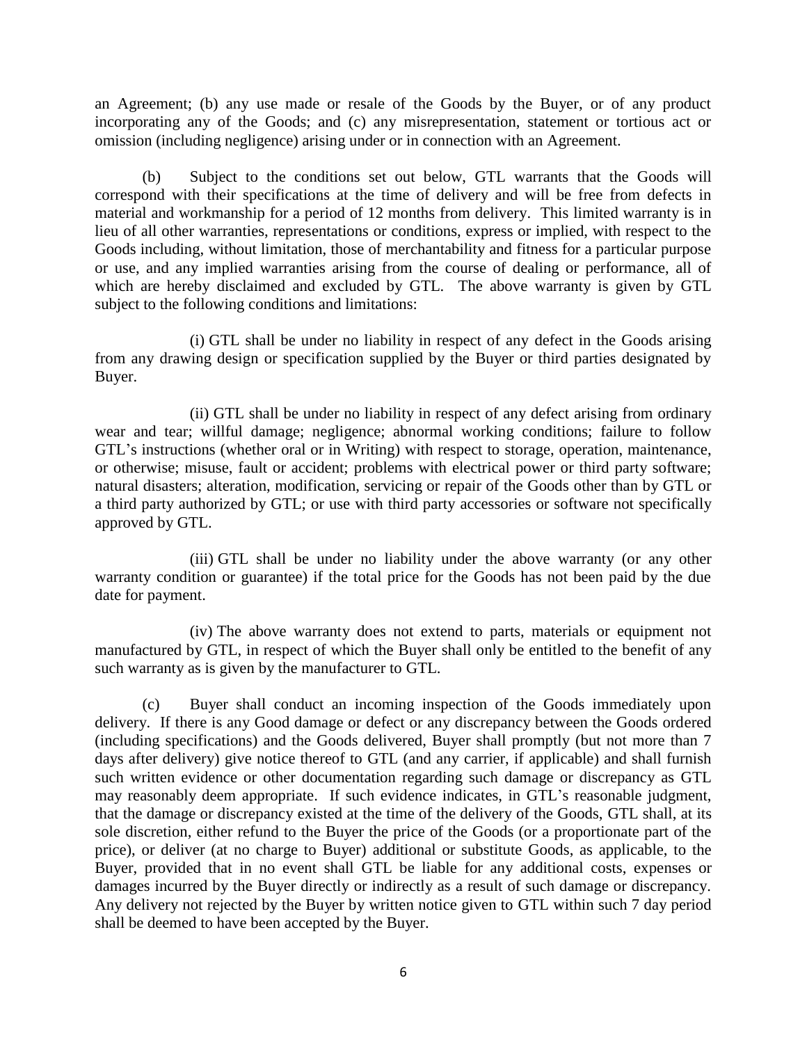an Agreement; (b) any use made or resale of the Goods by the Buyer, or of any product incorporating any of the Goods; and (c) any misrepresentation, statement or tortious act or omission (including negligence) arising under or in connection with an Agreement.

(b) Subject to the conditions set out below, GTL warrants that the Goods will correspond with their specifications at the time of delivery and will be free from defects in material and workmanship for a period of 12 months from delivery. This limited warranty is in lieu of all other warranties, representations or conditions, express or implied, with respect to the Goods including, without limitation, those of merchantability and fitness for a particular purpose or use, and any implied warranties arising from the course of dealing or performance, all of which are hereby disclaimed and excluded by GTL. The above warranty is given by GTL subject to the following conditions and limitations:

(i) GTL shall be under no liability in respect of any defect in the Goods arising from any drawing design or specification supplied by the Buyer or third parties designated by Buyer.

(ii) GTL shall be under no liability in respect of any defect arising from ordinary wear and tear; willful damage; negligence; abnormal working conditions; failure to follow GTL's instructions (whether oral or in Writing) with respect to storage, operation, maintenance, or otherwise; misuse, fault or accident; problems with electrical power or third party software; natural disasters; alteration, modification, servicing or repair of the Goods other than by GTL or a third party authorized by GTL; or use with third party accessories or software not specifically approved by GTL.

(iii) GTL shall be under no liability under the above warranty (or any other warranty condition or guarantee) if the total price for the Goods has not been paid by the due date for payment.

(iv) The above warranty does not extend to parts, materials or equipment not manufactured by GTL, in respect of which the Buyer shall only be entitled to the benefit of any such warranty as is given by the manufacturer to GTL.

(c) Buyer shall conduct an incoming inspection of the Goods immediately upon delivery. If there is any Good damage or defect or any discrepancy between the Goods ordered (including specifications) and the Goods delivered, Buyer shall promptly (but not more than 7 days after delivery) give notice thereof to GTL (and any carrier, if applicable) and shall furnish such written evidence or other documentation regarding such damage or discrepancy as GTL may reasonably deem appropriate. If such evidence indicates, in GTL's reasonable judgment, that the damage or discrepancy existed at the time of the delivery of the Goods, GTL shall, at its sole discretion, either refund to the Buyer the price of the Goods (or a proportionate part of the price), or deliver (at no charge to Buyer) additional or substitute Goods, as applicable, to the Buyer, provided that in no event shall GTL be liable for any additional costs, expenses or damages incurred by the Buyer directly or indirectly as a result of such damage or discrepancy. Any delivery not rejected by the Buyer by written notice given to GTL within such 7 day period shall be deemed to have been accepted by the Buyer.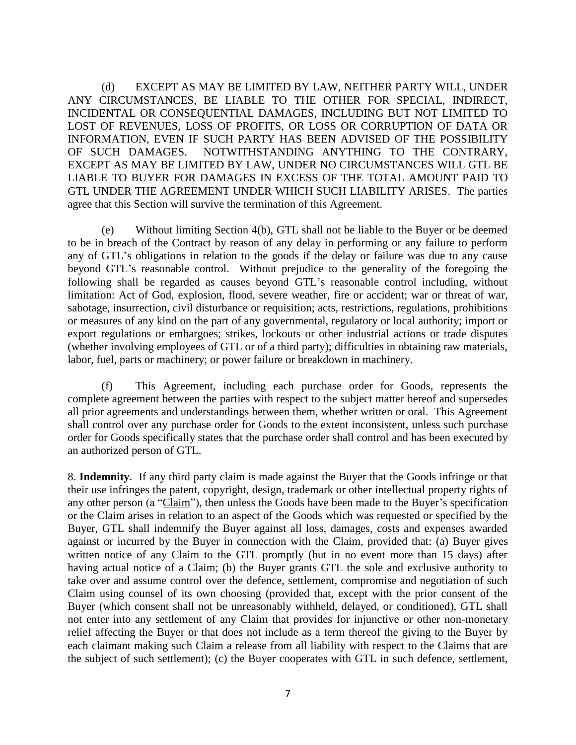(d) EXCEPT AS MAY BE LIMITED BY LAW, NEITHER PARTY WILL, UNDER ANY CIRCUMSTANCES, BE LIABLE TO THE OTHER FOR SPECIAL, INDIRECT, INCIDENTAL OR CONSEQUENTIAL DAMAGES, INCLUDING BUT NOT LIMITED TO LOST OF REVENUES, LOSS OF PROFITS, OR LOSS OR CORRUPTION OF DATA OR INFORMATION, EVEN IF SUCH PARTY HAS BEEN ADVISED OF THE POSSIBILITY OF SUCH DAMAGES. NOTWITHSTANDING ANYTHING TO THE CONTRARY, EXCEPT AS MAY BE LIMITED BY LAW, UNDER NO CIRCUMSTANCES WILL GTL BE LIABLE TO BUYER FOR DAMAGES IN EXCESS OF THE TOTAL AMOUNT PAID TO GTL UNDER THE AGREEMENT UNDER WHICH SUCH LIABILITY ARISES. The parties agree that this Section will survive the termination of this Agreement.

(e) Without limiting Section 4(b), GTL shall not be liable to the Buyer or be deemed to be in breach of the Contract by reason of any delay in performing or any failure to perform any of GTL's obligations in relation to the goods if the delay or failure was due to any cause beyond GTL's reasonable control. Without prejudice to the generality of the foregoing the following shall be regarded as causes beyond GTL's reasonable control including, without limitation: Act of God, explosion, flood, severe weather, fire or accident; war or threat of war, sabotage, insurrection, civil disturbance or requisition; acts, restrictions, regulations, prohibitions or measures of any kind on the part of any governmental, regulatory or local authority; import or export regulations or embargoes; strikes, lockouts or other industrial actions or trade disputes (whether involving employees of GTL or of a third party); difficulties in obtaining raw materials, labor, fuel, parts or machinery; or power failure or breakdown in machinery.

(f) This Agreement, including each purchase order for Goods, represents the complete agreement between the parties with respect to the subject matter hereof and supersedes all prior agreements and understandings between them, whether written or oral. This Agreement shall control over any purchase order for Goods to the extent inconsistent, unless such purchase order for Goods specifically states that the purchase order shall control and has been executed by an authorized person of GTL.

8. **Indemnity**. If any third party claim is made against the Buyer that the Goods infringe or that their use infringes the patent, copyright, design, trademark or other intellectual property rights of any other person (a "Claim"), then unless the Goods have been made to the Buyer's specification or the Claim arises in relation to an aspect of the Goods which was requested or specified by the Buyer, GTL shall indemnify the Buyer against all loss, damages, costs and expenses awarded against or incurred by the Buyer in connection with the Claim, provided that: (a) Buyer gives written notice of any Claim to the GTL promptly (but in no event more than 15 days) after having actual notice of a Claim; (b) the Buyer grants GTL the sole and exclusive authority to take over and assume control over the defence, settlement, compromise and negotiation of such Claim using counsel of its own choosing (provided that, except with the prior consent of the Buyer (which consent shall not be unreasonably withheld, delayed, or conditioned), GTL shall not enter into any settlement of any Claim that provides for injunctive or other non-monetary relief affecting the Buyer or that does not include as a term thereof the giving to the Buyer by each claimant making such Claim a release from all liability with respect to the Claims that are the subject of such settlement); (c) the Buyer cooperates with GTL in such defence, settlement,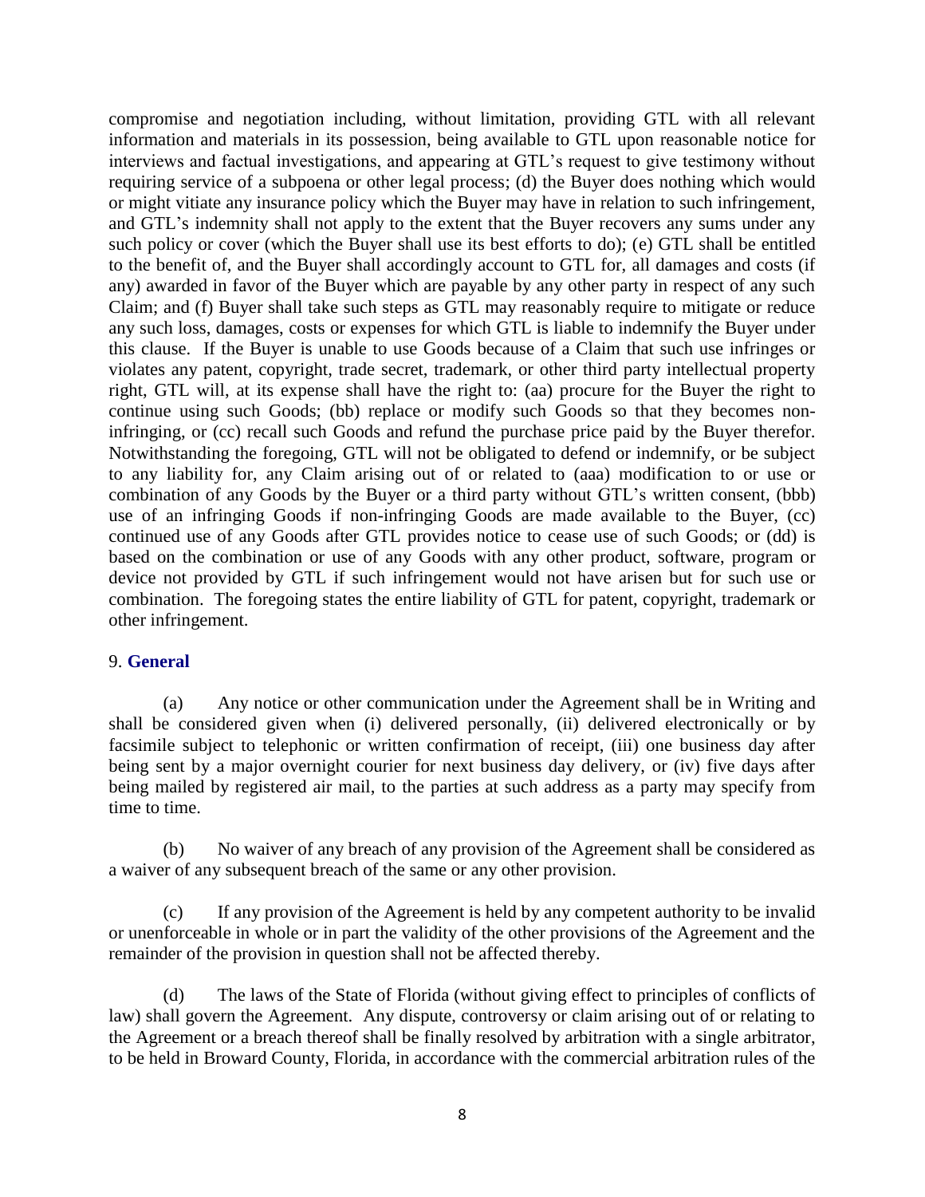compromise and negotiation including, without limitation, providing GTL with all relevant information and materials in its possession, being available to GTL upon reasonable notice for interviews and factual investigations, and appearing at GTL's request to give testimony without requiring service of a subpoena or other legal process; (d) the Buyer does nothing which would or might vitiate any insurance policy which the Buyer may have in relation to such infringement, and GTL's indemnity shall not apply to the extent that the Buyer recovers any sums under any such policy or cover (which the Buyer shall use its best efforts to do); (e) GTL shall be entitled to the benefit of, and the Buyer shall accordingly account to GTL for, all damages and costs (if any) awarded in favor of the Buyer which are payable by any other party in respect of any such Claim; and (f) Buyer shall take such steps as GTL may reasonably require to mitigate or reduce any such loss, damages, costs or expenses for which GTL is liable to indemnify the Buyer under this clause. If the Buyer is unable to use Goods because of a Claim that such use infringes or violates any patent, copyright, trade secret, trademark, or other third party intellectual property right, GTL will, at its expense shall have the right to: (aa) procure for the Buyer the right to continue using such Goods; (bb) replace or modify such Goods so that they becomes non-infringing, or (cc) recall such Goods and refund the purchase price paid by the Buyer therefor. Notwithstanding the foregoing, GTL will not be obligated to defend or indemnify, or be subject to any liability for, any Claim arising out of or related to (aaa) modification to or use or combination of any Goods by the Buyer or a third party without GTL's written consent, (bbb) use of an infringing Goods if non-infringing Goods are made available to the Buyer, (cc) continued use of any Goods after GTL provides notice to cease use of such Goods; or (dd) is based on the combination or use of any Goods with any other product, software, program or device not provided by GTL if such infringement would not have arisen but for such use or combination. The foregoing states the entire liability of GTL for patent, copyright, trademark or other infringement.

## 9. **General**

(a) Any notice or other communication under the Agreement shall be in Writing and shall be considered given when (i) delivered personally, (ii) delivered electronically or by facsimile subject to telephonic or written confirmation of receipt, (iii) one business day after being sent by a major overnight courier for next business day delivery, or (iv) five days after being mailed by registered air mail, to the parties at such address as a party may specify from time to time.

(b) No waiver of any breach of any provision of the Agreement shall be considered as a waiver of any subsequent breach of the same or any other provision.

(c) If any provision of the Agreement is held by any competent authority to be invalid or unenforceable in whole or in part the validity of the other provisions of the Agreement and the remainder of the provision in question shall not be affected thereby.

(d) The laws of the State of Florida (without giving effect to principles of conflicts of law) shall govern the Agreement. Any dispute, controversy or claim arising out of or relating to the Agreement or a breach thereof shall be finally resolved by arbitration with a single arbitrator, to be held in Broward County, Florida, in accordance with the commercial arbitration rules of the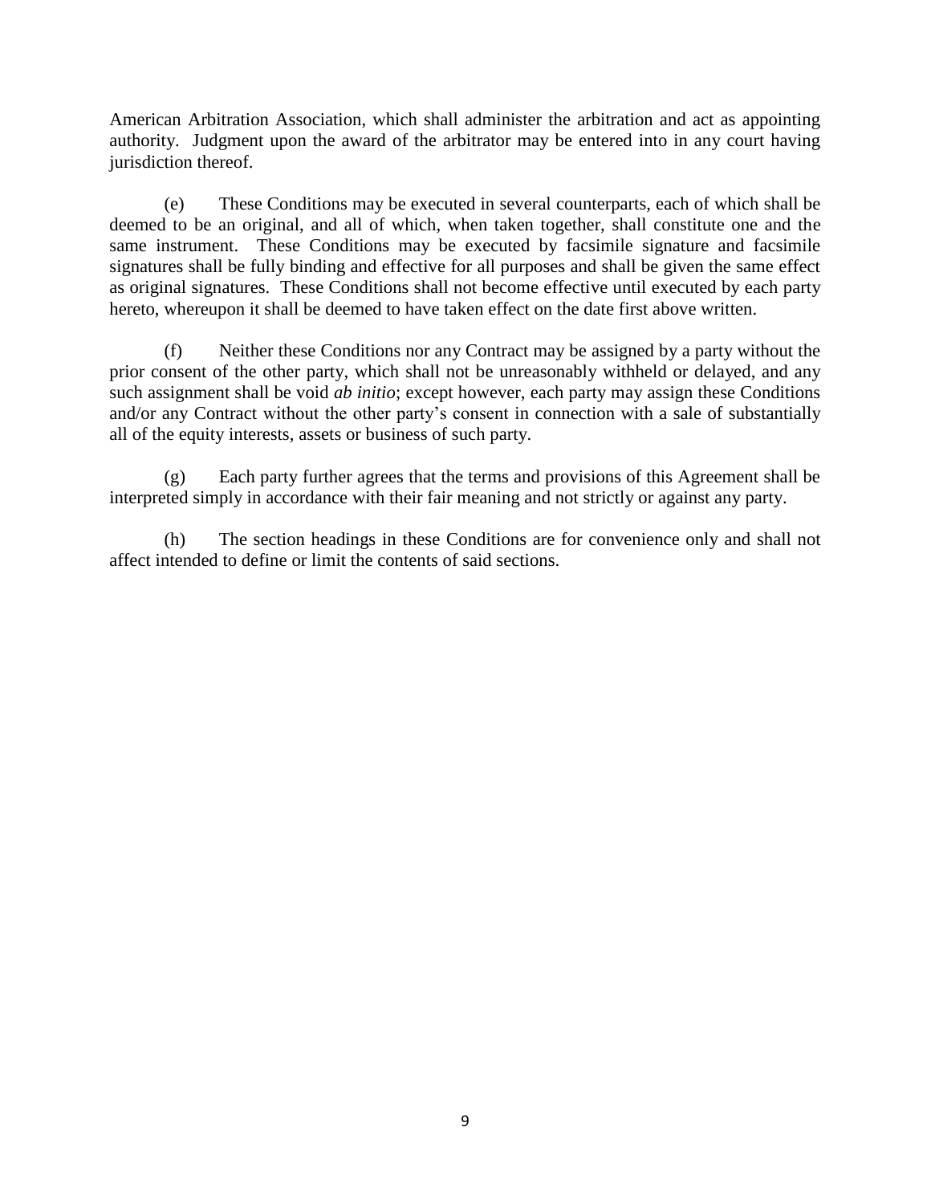American Arbitration Association, which shall administer the arbitration and act as appointing authority. Judgment upon the award of the arbitrator may be entered into in any court having jurisdiction thereof.

(e) These Conditions may be executed in several counterparts, each of which shall be deemed to be an original, and all of which, when taken together, shall constitute one and the same instrument. These Conditions may be executed by facsimile signature and facsimile signatures shall be fully binding and effective for all purposes and shall be given the same effect as original signatures. These Conditions shall not become effective until executed by each party hereto, whereupon it shall be deemed to have taken effect on the date first above written.

(f) Neither these Conditions nor any Contract may be assigned by a party without the prior consent of the other party, which shall not be unreasonably withheld or delayed, and any such assignment shall be void *ab initio*; except however, each party may assign these Conditions and/or any Contract without the other party's consent in connection with a sale of substantially all of the equity interests, assets or business of such party.

(g) Each party further agrees that the terms and provisions of this Agreement shall be interpreted simply in accordance with their fair meaning and not strictly or against any party.

(h) The section headings in these Conditions are for convenience only and shall not affect intended to define or limit the contents of said sections.